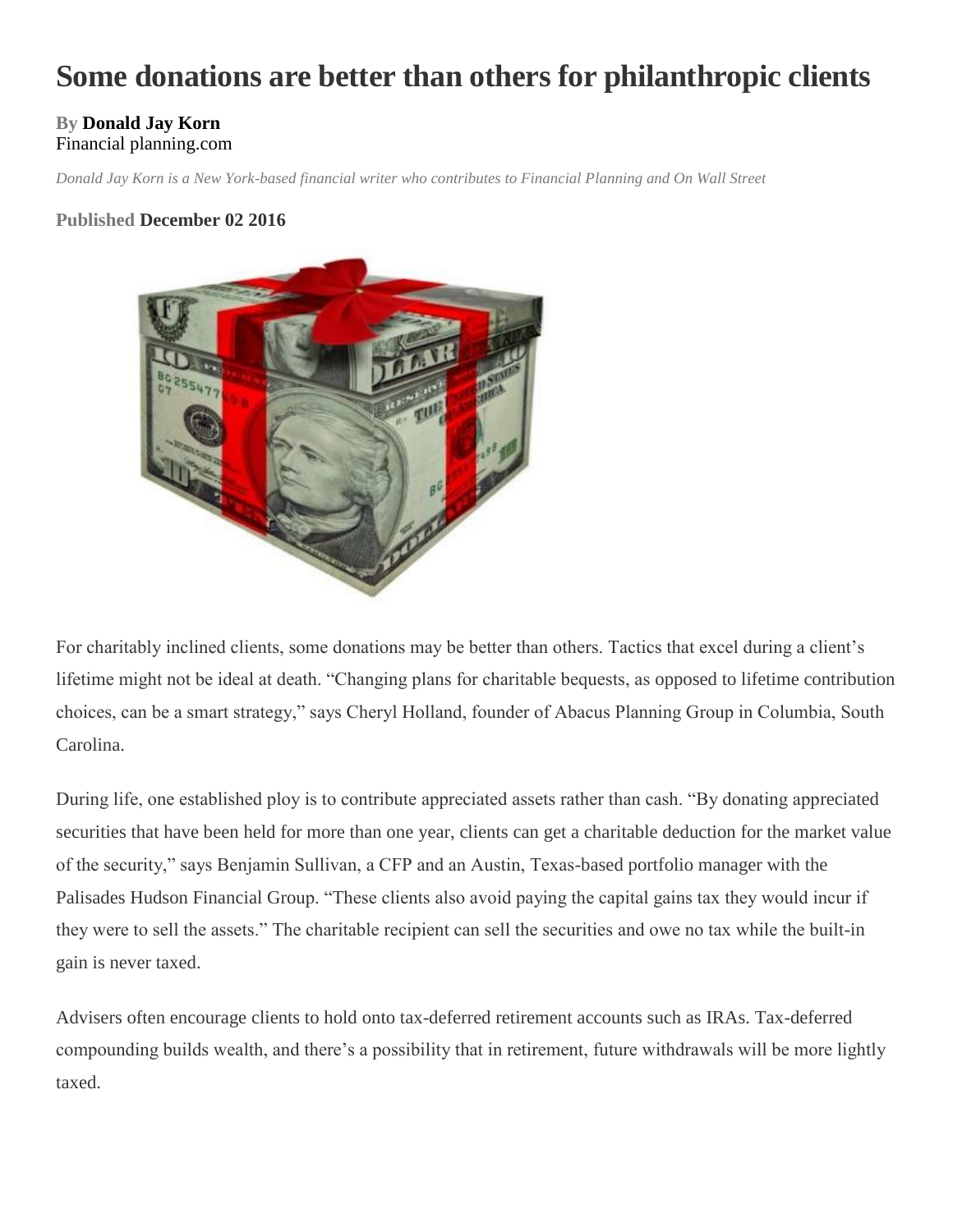# Some donations are better than others for philanthropic clients

**By Donald Jay Korn**
Financial planning.com

*Donald Jay Korn is a New York-based financial writer who contributes to Financial Planning and On Wall Street*

**Published December 02 2016**

For charitably inclined clients, some donations may be better than others. Tactics that excel during a client's lifetime might not be ideal at death. "Changing plans for charitable bequests, as opposed to lifetime contribution choices, can be a smart strategy," says Cheryl Holland, founder of Abacus Planning Group in Columbia, South Carolina.

During life, one established ploy is to contribute appreciated assets rather than cash. "By donating appreciated securities that have been held for more than one year, clients can get a charitable deduction for the market value of the security," says Benjamin Sullivan, a CFP and an Austin, Texas-based portfolio manager with the Palisades Hudson Financial Group. "These clients also avoid paying the capital gains tax they would incur if they were to sell the assets." The charitable recipient can sell the securities and owe no tax while the built-in gain is never taxed.

Advisers often encourage clients to hold onto tax-deferred retirement accounts such as IRAs. Tax-deferred compounding builds wealth, and there's a possibility that in retirement, future withdrawals will be more lightly taxed.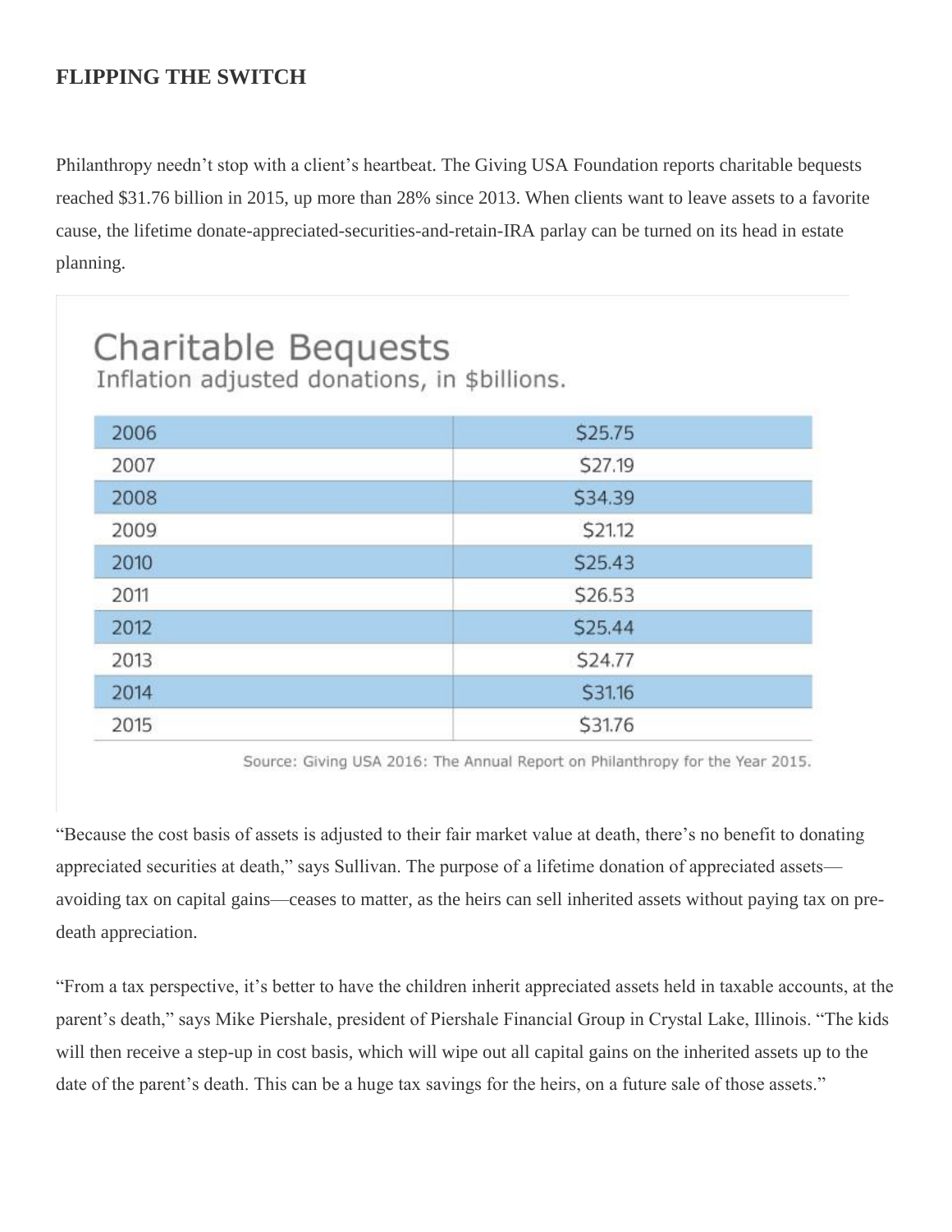## FLIPPING THE SWITCH

Philanthropy needn't stop with a client's heartbeat. The Giving USA Foundation reports charitable bequests reached $31.76 billion in 2015, up more than 28% since 2013. When clients want to leave assets to a favorite cause, the lifetime donate-appreciated-securities-and-retain-IRA parlay can be turned on its head in estate planning.

### Charitable Bequests

Inflation adjusted donations, in $billions.

| Year | Amount |
|---|---|
| 2006 | $25.75 |
| 2007 | $27.19 |
| 2008 | $34.39 |
| 2009 | $21.12 |
| 2010 | $25.43 |
| 2011 | $26.53 |
| 2012 | $25.44 |
| 2013 | $24.77 |
| 2014 | $31.16 |
| 2015 | $31.76 |

Source: Giving USA 2016: The Annual Report on Philanthropy for the Year 2015.

"Because the cost basis of assets is adjusted to their fair market value at death, there's no benefit to donating appreciated securities at death," says Sullivan. The purpose of a lifetime donation of appreciated assets—avoiding tax on capital gains—ceases to matter, as the heirs can sell inherited assets without paying tax on pre-death appreciation.

"From a tax perspective, it's better to have the children inherit appreciated assets held in taxable accounts, at the parent's death," says Mike Piershale, president of Piershale Financial Group in Crystal Lake, Illinois. "The kids will then receive a step-up in cost basis, which will wipe out all capital gains on the inherited assets up to the date of the parent's death. This can be a huge tax savings for the heirs, on a future sale of those assets."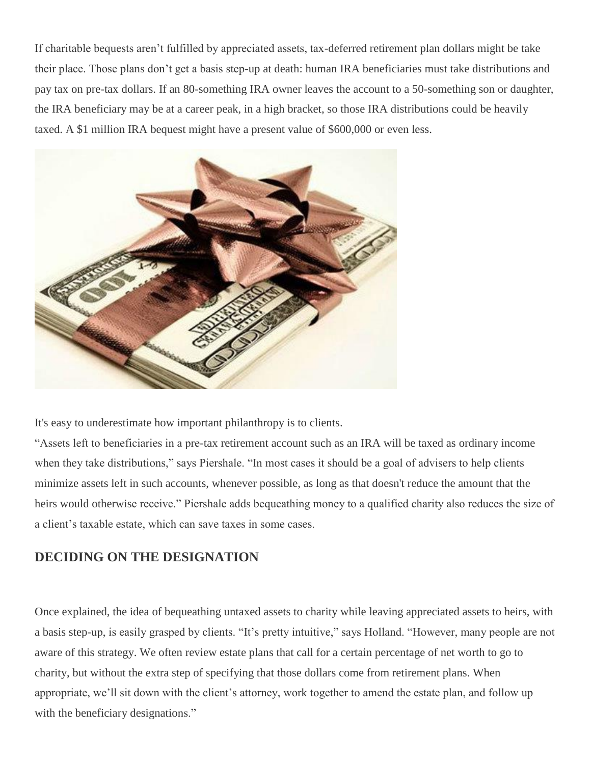If charitable bequests aren't fulfilled by appreciated assets, tax-deferred retirement plan dollars might be take their place. Those plans don't get a basis step-up at death: human IRA beneficiaries must take distributions and pay tax on pre-tax dollars. If an 80-something IRA owner leaves the account to a 50-something son or daughter, the IRA beneficiary may be at a career peak, in a high bracket, so those IRA distributions could be heavily taxed. A $1 million IRA bequest might have a present value of $600,000 or even less.

It's easy to underestimate how important philanthropy is to clients.

"Assets left to beneficiaries in a pre-tax retirement account such as an IRA will be taxed as ordinary income when they take distributions," says Piershale. "In most cases it should be a goal of advisers to help clients minimize assets left in such accounts, whenever possible, as long as that doesn't reduce the amount that the heirs would otherwise receive." Piershale adds bequeathing money to a qualified charity also reduces the size of a client's taxable estate, which can save taxes in some cases.

## DECIDING ON THE DESIGNATION

Once explained, the idea of bequeathing untaxed assets to charity while leaving appreciated assets to heirs, with a basis step-up, is easily grasped by clients. "It's pretty intuitive," says Holland. "However, many people are not aware of this strategy. We often review estate plans that call for a certain percentage of net worth to go to charity, but without the extra step of specifying that those dollars come from retirement plans. When appropriate, we'll sit down with the client's attorney, work together to amend the estate plan, and follow up with the beneficiary designations."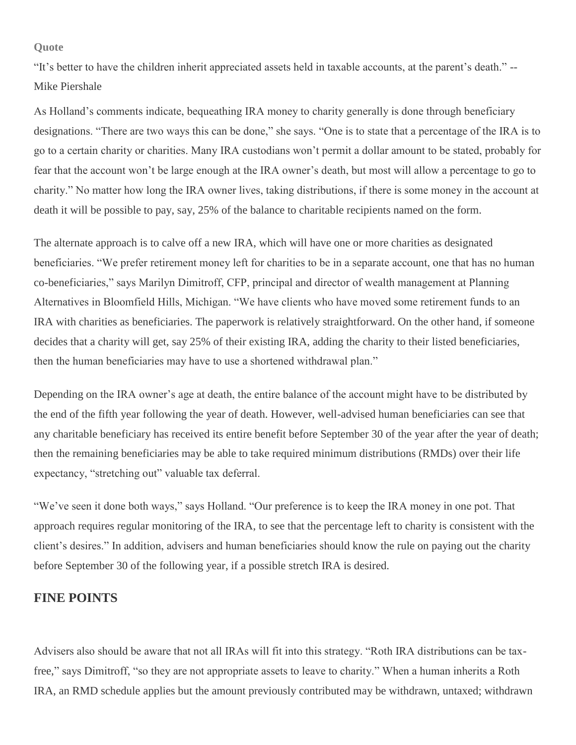**Quote**

"It's better to have the children inherit appreciated assets held in taxable accounts, at the parent's death." -- Mike Piershale

As Holland's comments indicate, bequeathing IRA money to charity generally is done through beneficiary designations. "There are two ways this can be done," she says. "One is to state that a percentage of the IRA is to go to a certain charity or charities. Many IRA custodians won't permit a dollar amount to be stated, probably for fear that the account won't be large enough at the IRA owner's death, but most will allow a percentage to go to charity." No matter how long the IRA owner lives, taking distributions, if there is some money in the account at death it will be possible to pay, say, 25% of the balance to charitable recipients named on the form.

The alternate approach is to calve off a new IRA, which will have one or more charities as designated beneficiaries. "We prefer retirement money left for charities to be in a separate account, one that has no human co-beneficiaries," says Marilyn Dimitroff, CFP, principal and director of wealth management at Planning Alternatives in Bloomfield Hills, Michigan. "We have clients who have moved some retirement funds to an IRA with charities as beneficiaries. The paperwork is relatively straightforward. On the other hand, if someone decides that a charity will get, say 25% of their existing IRA, adding the charity to their listed beneficiaries, then the human beneficiaries may have to use a shortened withdrawal plan."

Depending on the IRA owner's age at death, the entire balance of the account might have to be distributed by the end of the fifth year following the year of death. However, well-advised human beneficiaries can see that any charitable beneficiary has received its entire benefit before September 30 of the year after the year of death; then the remaining beneficiaries may be able to take required minimum distributions (RMDs) over their life expectancy, "stretching out" valuable tax deferral.

"We've seen it done both ways," says Holland. "Our preference is to keep the IRA money in one pot. That approach requires regular monitoring of the IRA, to see that the percentage left to charity is consistent with the client's desires." In addition, advisers and human beneficiaries should know the rule on paying out the charity before September 30 of the following year, if a possible stretch IRA is desired.

## FINE POINTS

Advisers also should be aware that not all IRAs will fit into this strategy. "Roth IRA distributions can be tax-free," says Dimitroff, "so they are not appropriate assets to leave to charity." When a human inherits a Roth IRA, an RMD schedule applies but the amount previously contributed may be withdrawn, untaxed; withdrawn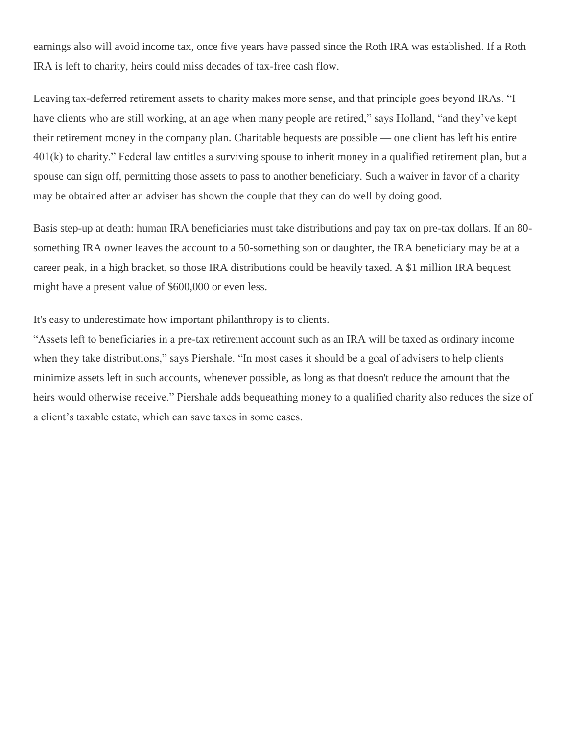earnings also will avoid income tax, once five years have passed since the Roth IRA was established. If a Roth IRA is left to charity, heirs could miss decades of tax-free cash flow.

Leaving tax-deferred retirement assets to charity makes more sense, and that principle goes beyond IRAs. "I have clients who are still working, at an age when many people are retired," says Holland, "and they've kept their retirement money in the company plan. Charitable bequests are possible — one client has left his entire 401(k) to charity." Federal law entitles a surviving spouse to inherit money in a qualified retirement plan, but a spouse can sign off, permitting those assets to pass to another beneficiary. Such a waiver in favor of a charity may be obtained after an adviser has shown the couple that they can do well by doing good.

Basis step-up at death: human IRA beneficiaries must take distributions and pay tax on pre-tax dollars. If an 80-something IRA owner leaves the account to a 50-something son or daughter, the IRA beneficiary may be at a career peak, in a high bracket, so those IRA distributions could be heavily taxed. A $1 million IRA bequest might have a present value of $600,000 or even less.

It's easy to underestimate how important philanthropy is to clients.

"Assets left to beneficiaries in a pre-tax retirement account such as an IRA will be taxed as ordinary income when they take distributions," says Piershale. "In most cases it should be a goal of advisers to help clients minimize assets left in such accounts, whenever possible, as long as that doesn't reduce the amount that the heirs would otherwise receive." Piershale adds bequeathing money to a qualified charity also reduces the size of a client's taxable estate, which can save taxes in some cases.